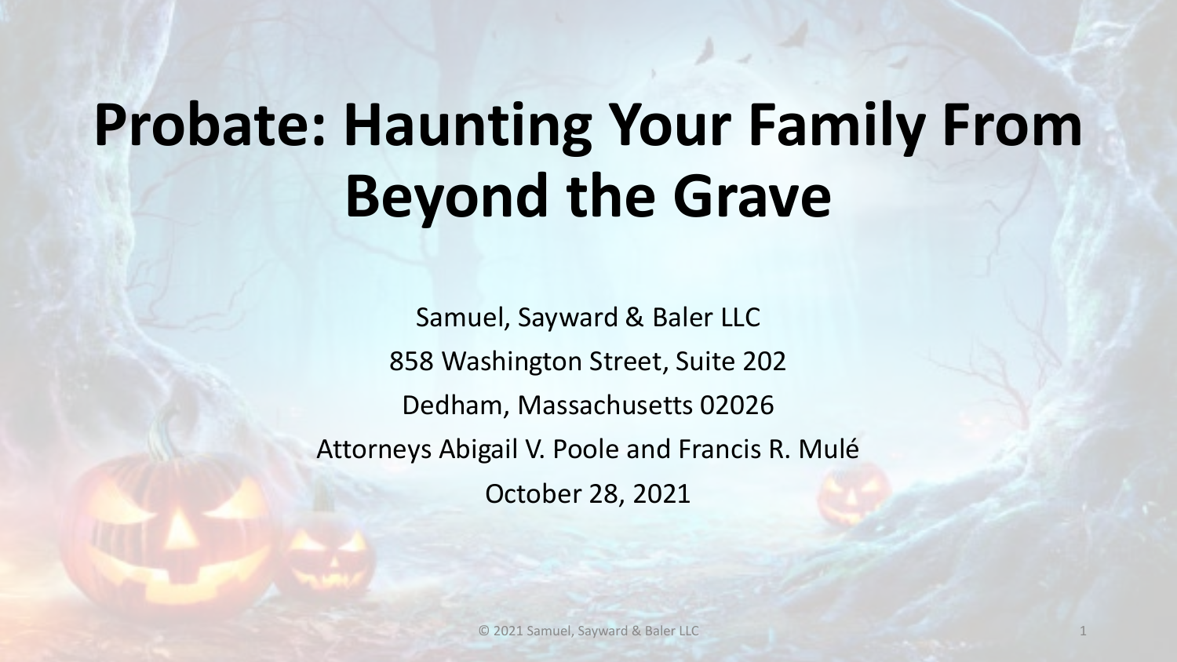# Probate: Haunting Your Family From Beyond the Grave

Samuel, Sayward & Baler LLC

858 Washington Street, Suite 202

Dedham, Massachusetts 02026

Attorneys Abigail V. Poole and Francis R. Mulé

October 28, 2021

© 2021 Samuel, Sayward & Baler LLC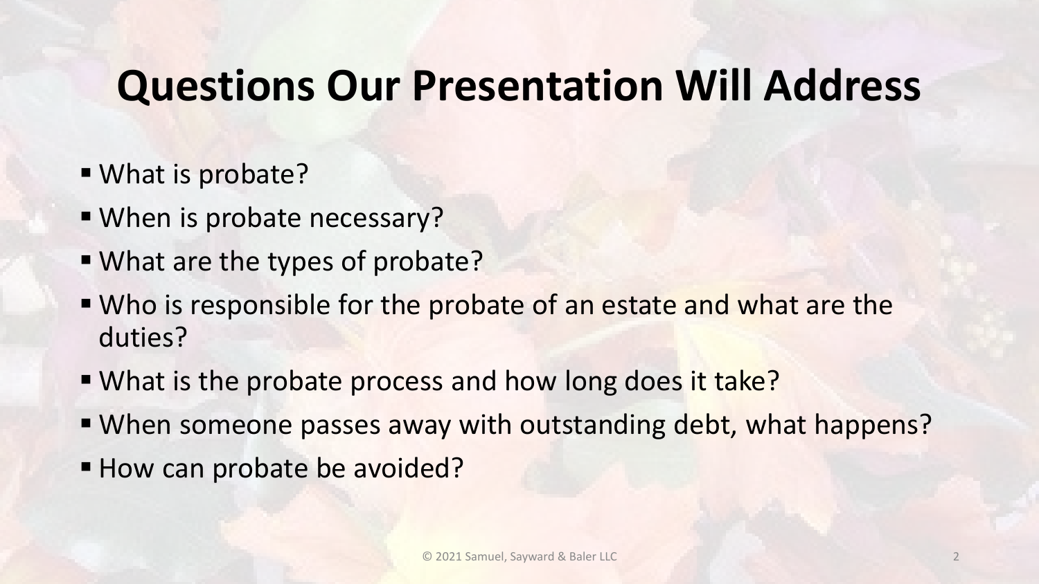# Questions Our Presentation Will Address

- What is probate?
- When is probate necessary?
- What are the types of probate?
- Who is responsible for the probate of an estate and what are the duties?
- What is the probate process and how long does it take?
- When someone passes away with outstanding debt, what happens?
- How can probate be avoided?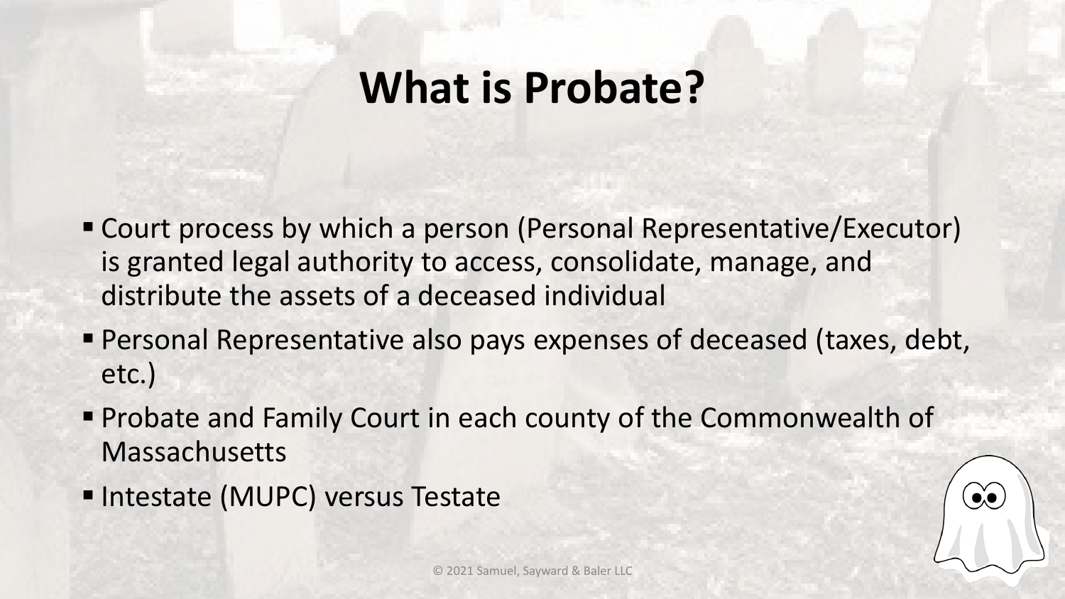# What is Probate?

- Court process by which a person (Personal Representative/Executor) is granted legal authority to access, consolidate, manage, and distribute the assets of a deceased individual
- Personal Representative also pays expenses of deceased (taxes, debt, etc.)
- Probate and Family Court in each county of the Commonwealth of Massachusetts
- Intestate (MUPC) versus Testate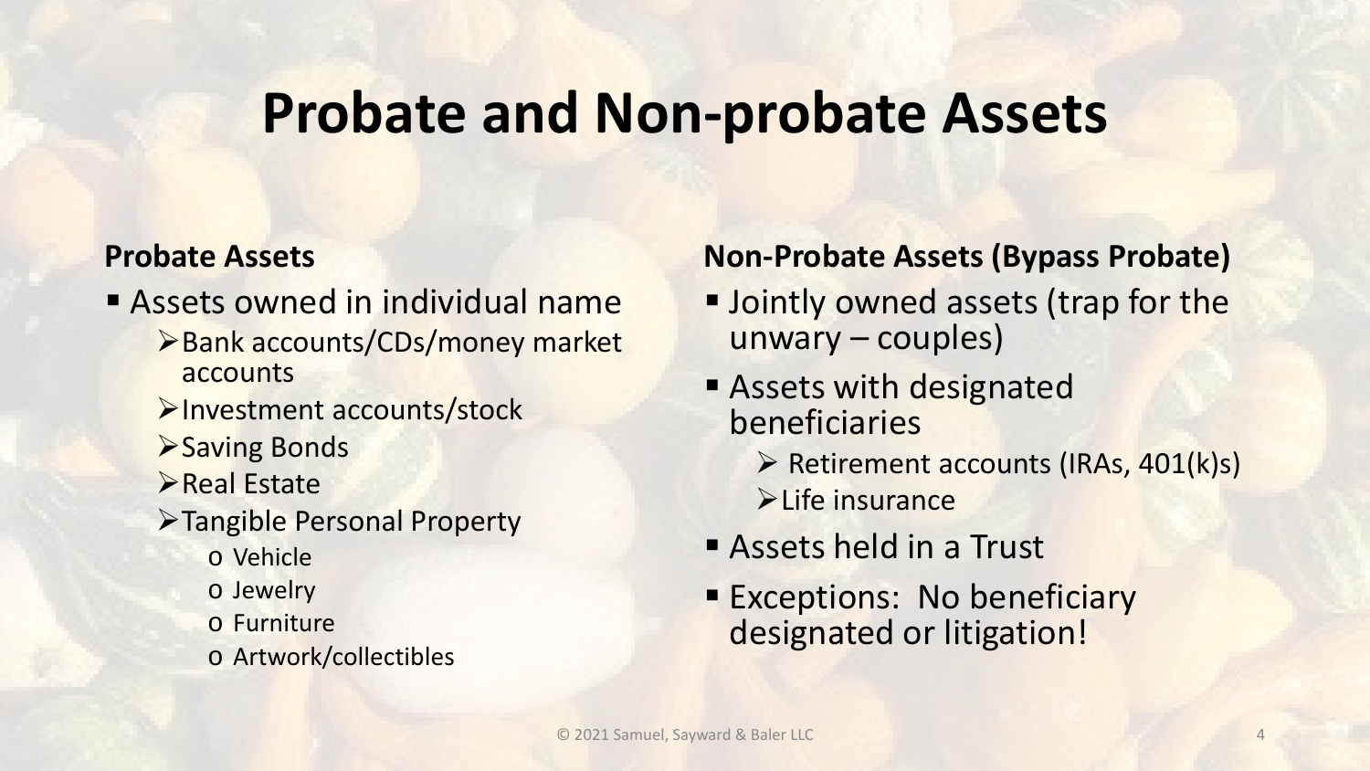# Probate and Non-probate Assets

**Probate Assets**

- Assets owned in individual name
  - Bank accounts/CDs/money market accounts
  - Investment accounts/stock
  - Saving Bonds
  - Real Estate
  - Tangible Personal Property
    - Vehicle
    - Jewelry
    - Furniture
    - Artwork/collectibles

**Non-Probate Assets (Bypass Probate)**

- Jointly owned assets (trap for the unwary – couples)
- Assets with designated beneficiaries
  - Retirement accounts (IRAs, 401(k)s)
  - Life insurance
- Assets held in a Trust
- Exceptions: No beneficiary designated or litigation!

© 2021 Samuel, Sayward & Baler LLC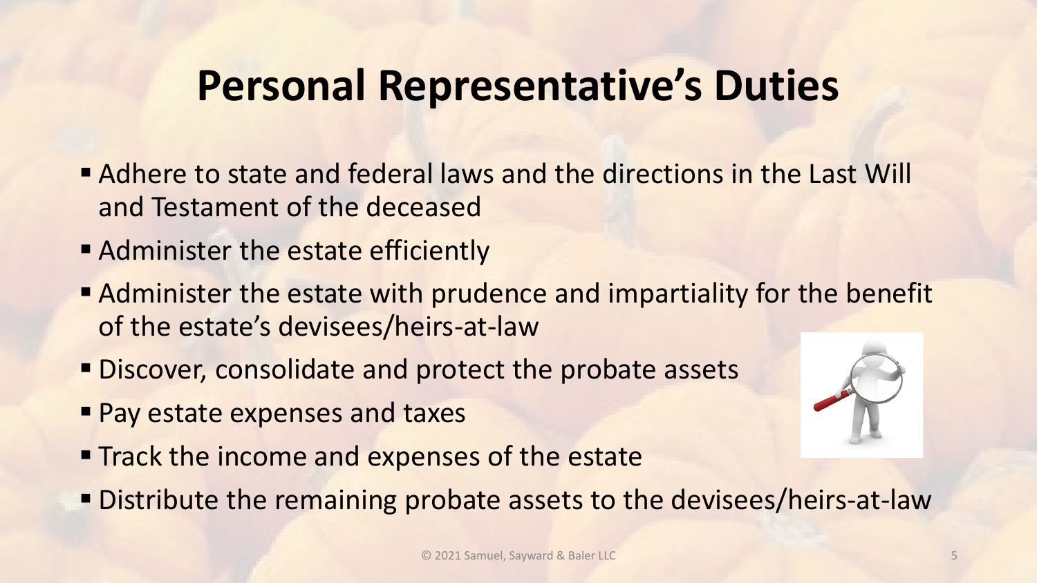# Personal Representative's Duties

- Adhere to state and federal laws and the directions in the Last Will and Testament of the deceased
- Administer the estate efficiently
- Administer the estate with prudence and impartiality for the benefit of the estate's devisees/heirs-at-law
- Discover, consolidate and protect the probate assets
- Pay estate expenses and taxes
- Track the income and expenses of the estate
- Distribute the remaining probate assets to the devisees/heirs-at-law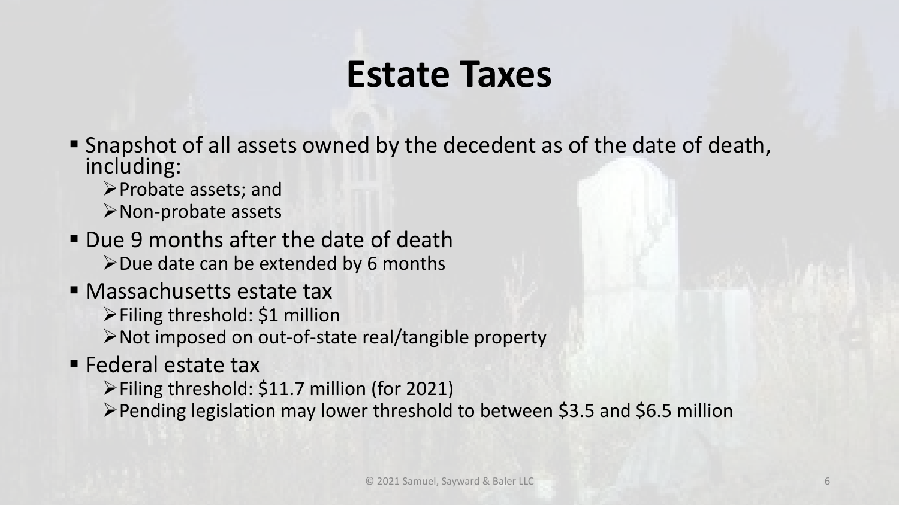# Estate Taxes

- Snapshot of all assets owned by the decedent as of the date of death, including:
  - Probate assets; and
  - Non-probate assets
- Due 9 months after the date of death
  - Due date can be extended by 6 months
- Massachusetts estate tax
  - Filing threshold: $1 million
  - Not imposed on out-of-state real/tangible property
- Federal estate tax
  - Filing threshold: $11.7 million (for 2021)
  - Pending legislation may lower threshold to between $3.5 and $6.5 million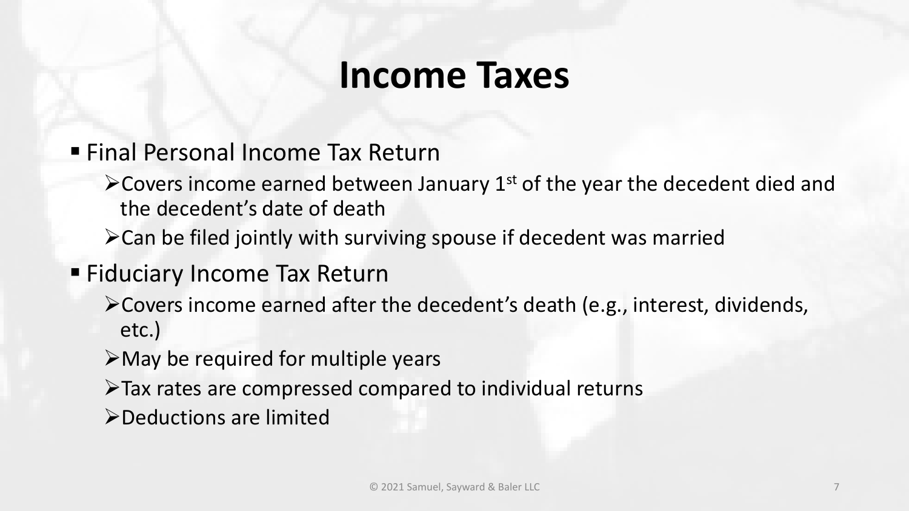# Income Taxes

- Final Personal Income Tax Return
  - Covers income earned between January 1st of the year the decedent died and the decedent's date of death
  - Can be filed jointly with surviving spouse if decedent was married
- Fiduciary Income Tax Return
  - Covers income earned after the decedent's death (e.g., interest, dividends, etc.)
  - May be required for multiple years
  - Tax rates are compressed compared to individual returns
  - Deductions are limited

© 2021 Samuel, Sayward & Baler LLC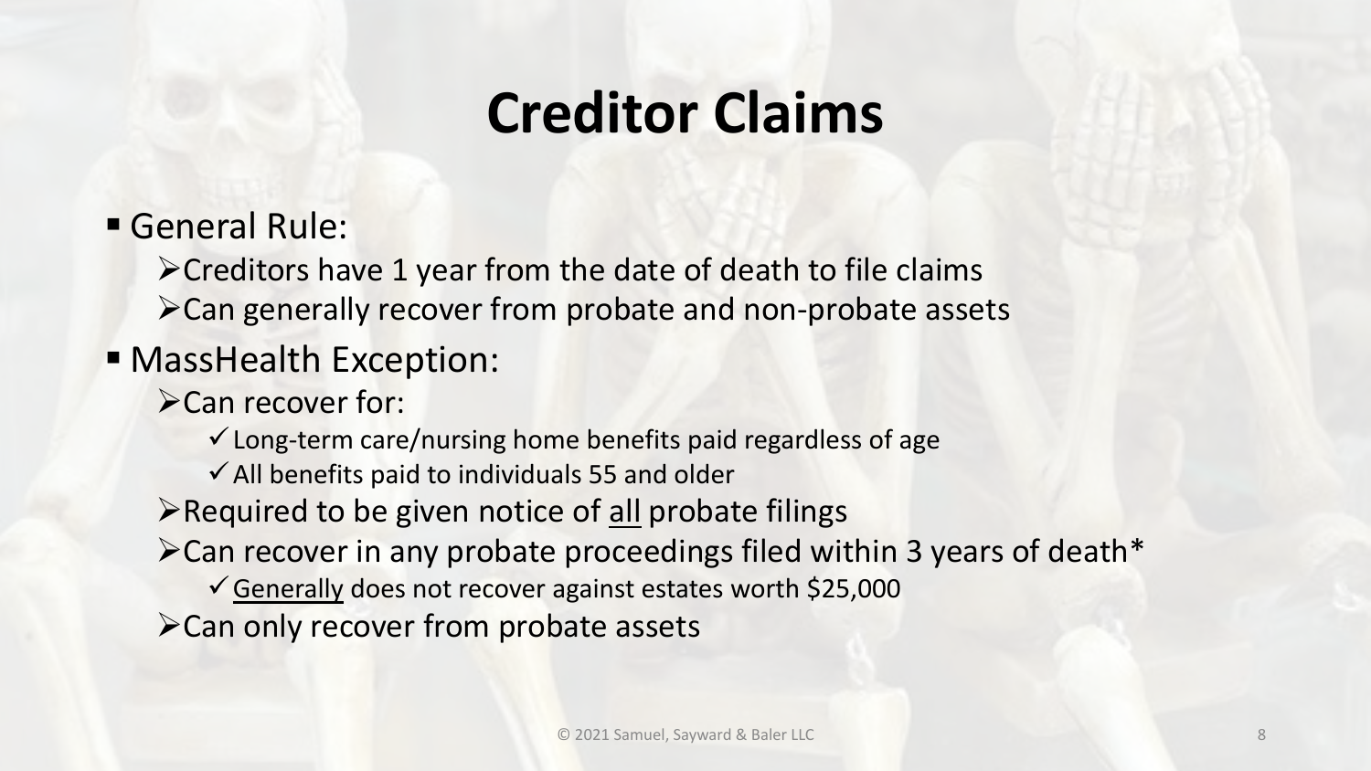# Creditor Claims

- General Rule:
  - Creditors have 1 year from the date of death to file claims
  - Can generally recover from probate and non-probate assets
- MassHealth Exception:
  - Can recover for:
    - ✓ Long-term care/nursing home benefits paid regardless of age
    - ✓ All benefits paid to individuals 55 and older
  - Required to be given notice of <u>all</u> probate filings
  - Can recover in any probate proceedings filed within 3 years of death*
    - ✓ <u>Generally</u> does not recover against estates worth $25,000
  - Can only recover from probate assets

© 2021 Samuel, Sayward & Baler LLC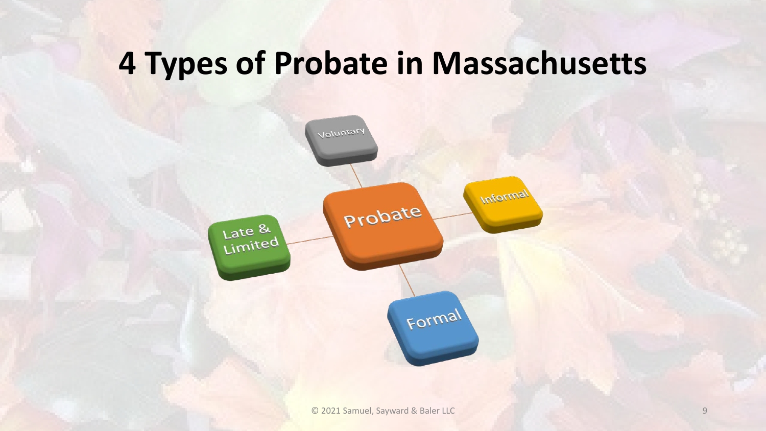# 4 Types of Probate in Massachusetts

- Probate
  - Voluntary
  - Informal
  - Formal
  - Late & Limited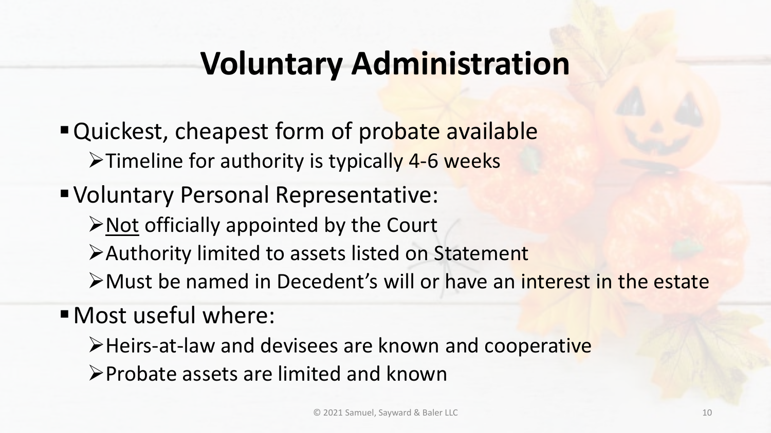# Voluntary Administration

- Quickest, cheapest form of probate available
  - Timeline for authority is typically 4-6 weeks
- Voluntary Personal Representative:
  - Not officially appointed by the Court
  - Authority limited to assets listed on Statement
  - Must be named in Decedent's will or have an interest in the estate
- Most useful where:
  - Heirs-at-law and devisees are known and cooperative
  - Probate assets are limited and known

© 2021 Samuel, Sayward & Baler LLC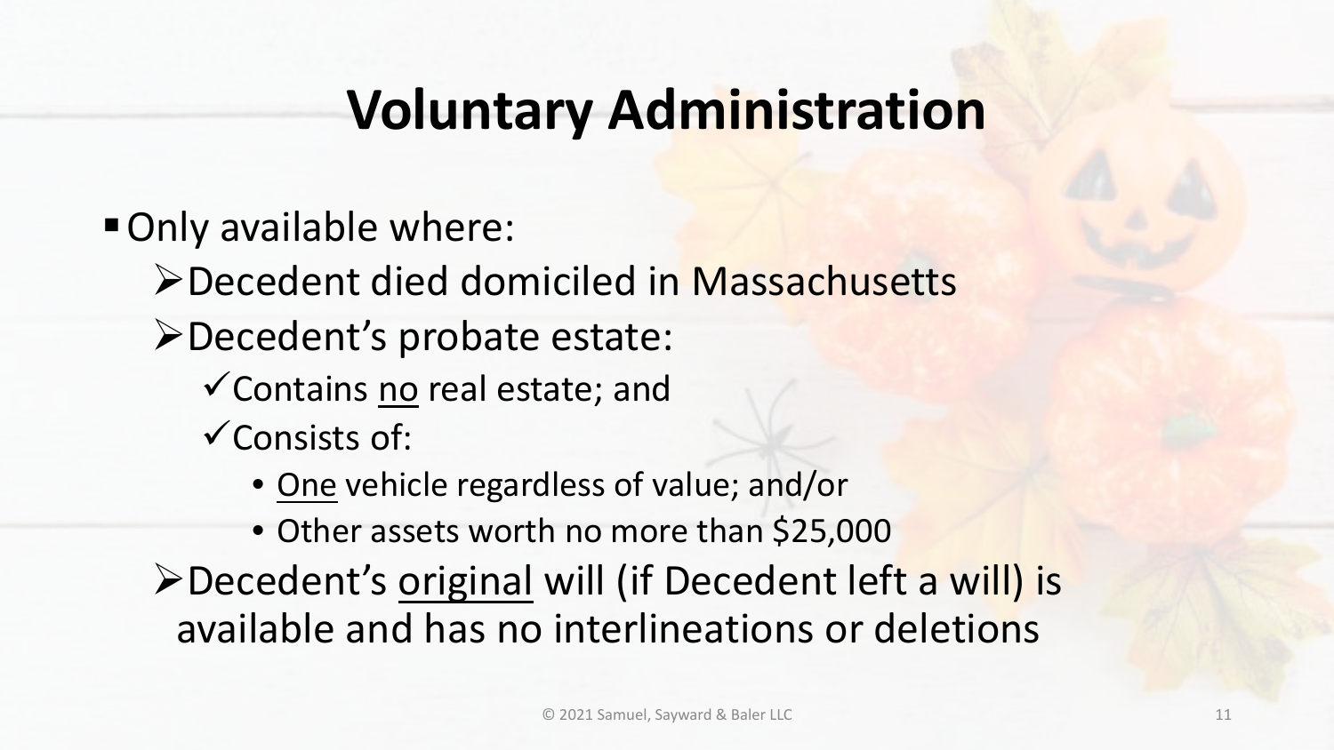# Voluntary Administration

- Only available where:
  - Decedent died domiciled in Massachusetts
  - Decedent's probate estate:
    - Contains <u>no</u> real estate; and
    - Consists of:
      - <u>One</u> vehicle regardless of value; and/or
      - Other assets worth no more than $25,000
  - Decedent's <u>original</u> will (if Decedent left a will) is available and has no interlineations or deletions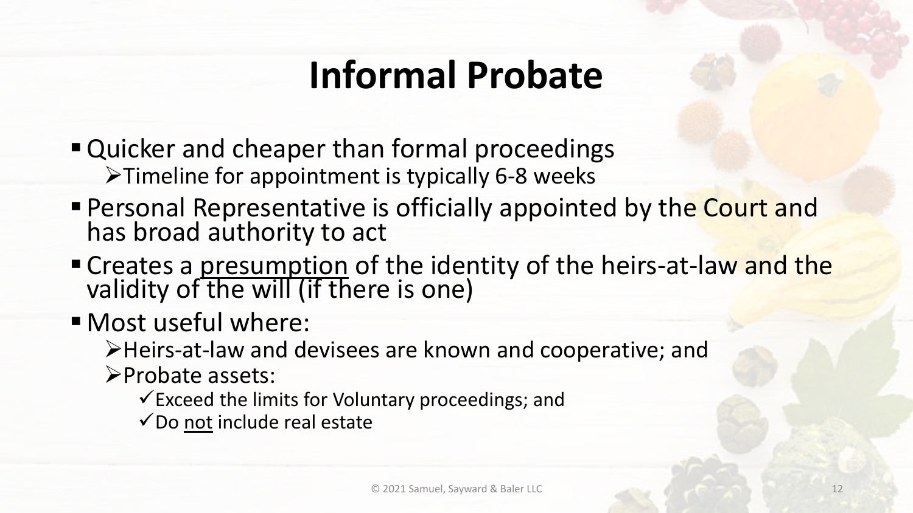# Informal Probate

- Quicker and cheaper than formal proceedings
  - Timeline for appointment is typically 6-8 weeks
- Personal Representative is officially appointed by the Court and has broad authority to act
- Creates a <u>presumption</u> of the identity of the heirs-at-law and the validity of the will (if there is one)
- Most useful where:
  - Heirs-at-law and devisees are known and cooperative; and
  - Probate assets:
    - ✓ Exceed the limits for Voluntary proceedings; and
    - ✓ Do <u>not</u> include real estate

© 2021 Samuel, Sayward & Baler LLC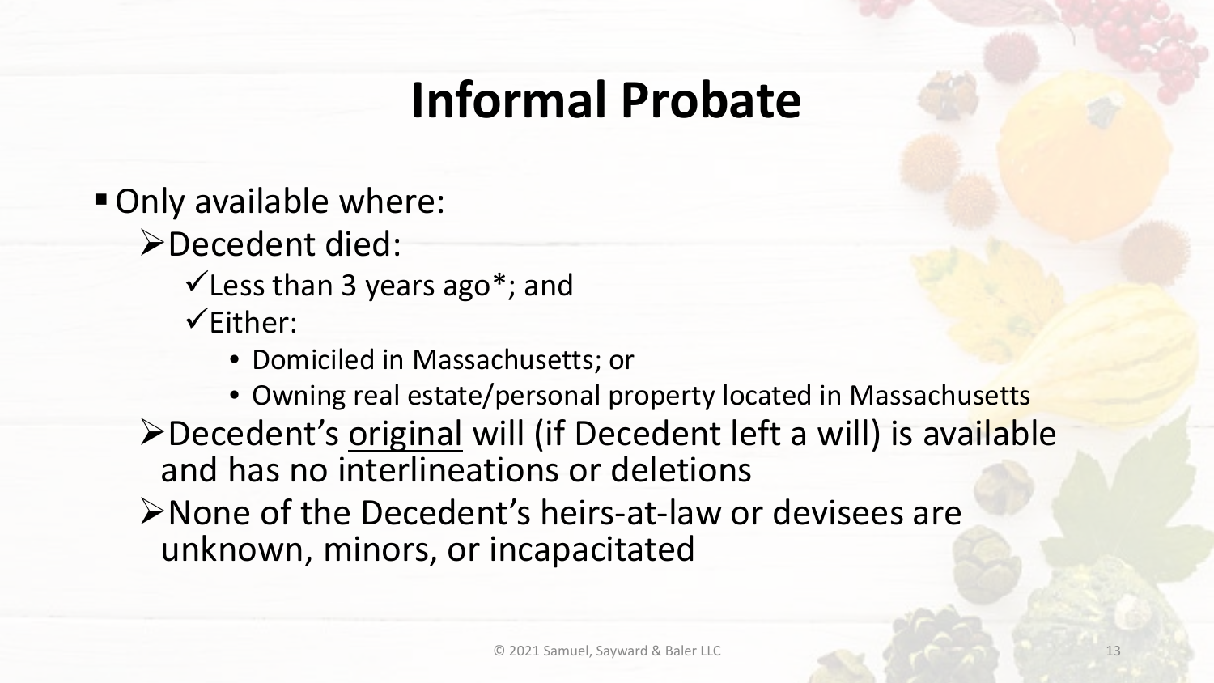# Informal Probate

- Only available where:
  - Decedent died:
    - Less than 3 years ago*; and
    - Either:
      - Domiciled in Massachusetts; or
      - Owning real estate/personal property located in Massachusetts
  - Decedent's <u>original</u> will (if Decedent left a will) is available and has no interlineations or deletions
  - None of the Decedent's heirs-at-law or devisees are unknown, minors, or incapacitated

© 2021 Samuel, Sayward & Baler LLC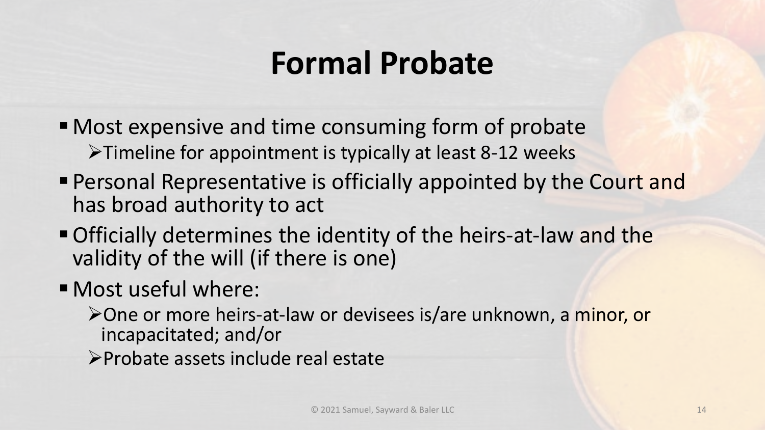# Formal Probate

- Most expensive and time consuming form of probate
  - Timeline for appointment is typically at least 8-12 weeks
- Personal Representative is officially appointed by the Court and has broad authority to act
- Officially determines the identity of the heirs-at-law and the validity of the will (if there is one)
- Most useful where:
  - One or more heirs-at-law or devisees is/are unknown, a minor, or incapacitated; and/or
  - Probate assets include real estate

© 2021 Samuel, Sayward & Baler LLC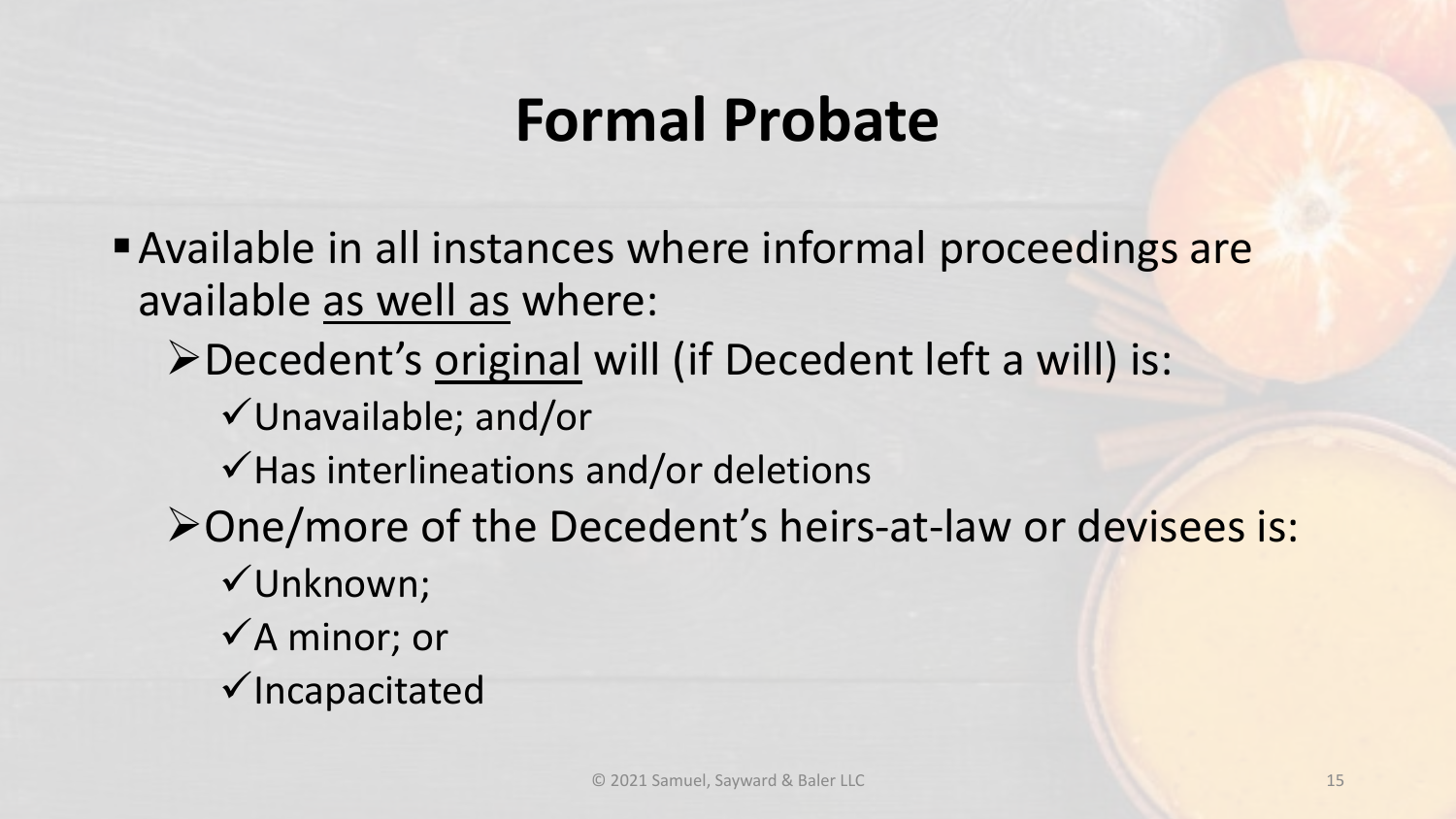# Formal Probate

- Available in all instances where informal proceedings are available <u>as well as</u> where:
  - Decedent's <u>original</u> will (if Decedent left a will) is:
    - ✓ Unavailable; and/or
    - ✓ Has interlineations and/or deletions
  - One/more of the Decedent's heirs-at-law or devisees is:
    - ✓ Unknown;
    - ✓ A minor; or
    - ✓ Incapacitated

© 2021 Samuel, Sayward & Baler LLC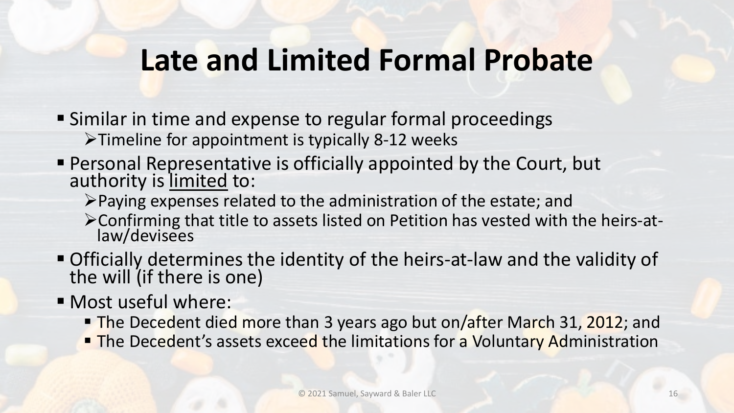# Late and Limited Formal Probate

- Similar in time and expense to regular formal proceedings
  - Timeline for appointment is typically 8-12 weeks
- Personal Representative is officially appointed by the Court, but authority is limited to:
  - Paying expenses related to the administration of the estate; and
  - Confirming that title to assets listed on Petition has vested with the heirs-at-law/devisees
- Officially determines the identity of the heirs-at-law and the validity of the will (if there is one)
- Most useful where:
  - The Decedent died more than 3 years ago but on/after March 31, 2012; and
  - The Decedent's assets exceed the limitations for a Voluntary Administration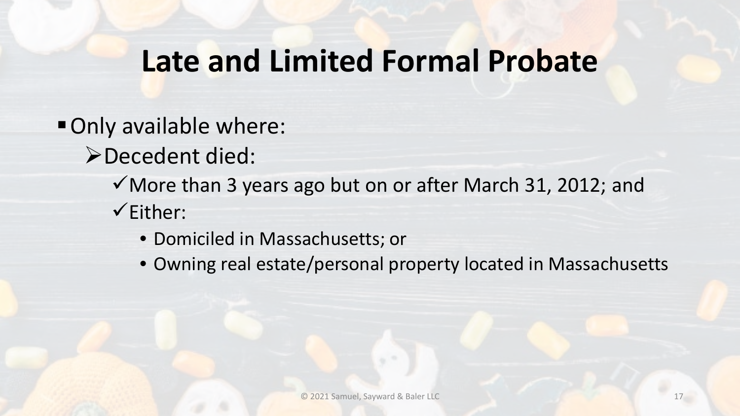# Late and Limited Formal Probate

- Only available where:
  - Decedent died:
    - ✓ More than 3 years ago but on or after March 31, 2012; and
    - ✓ Either:
      - Domiciled in Massachusetts; or
      - Owning real estate/personal property located in Massachusetts

© 2021 Samuel, Sayward & Baler LLC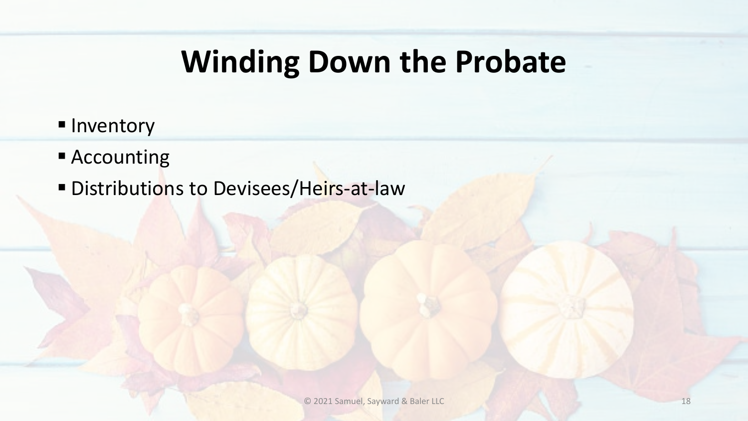# Winding Down the Probate

- Inventory
- Accounting
- Distributions to Devisees/Heirs-at-law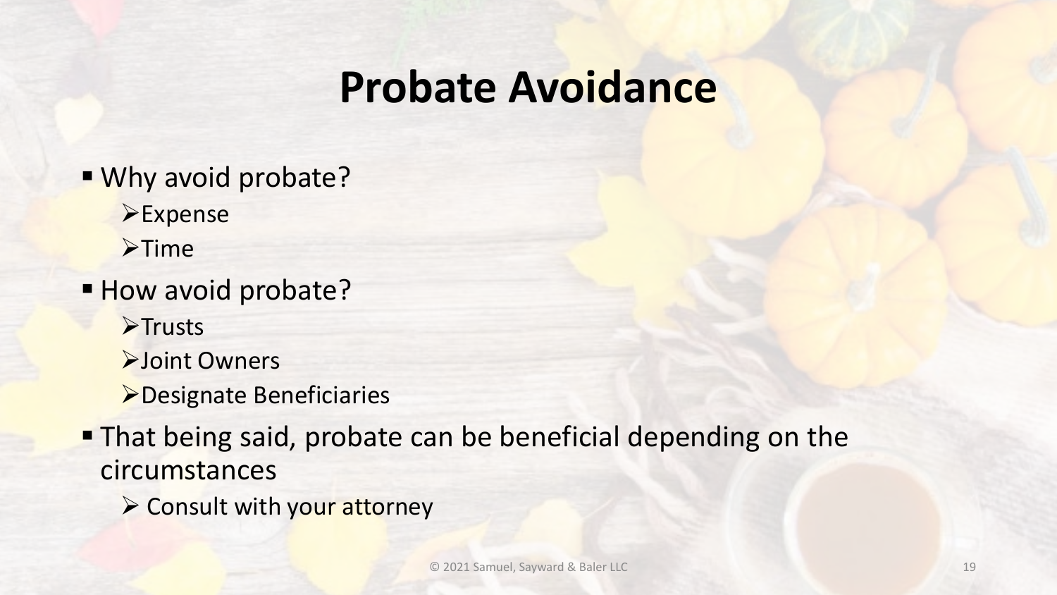# Probate Avoidance

- Why avoid probate?
  - Expense
  - Time
- How avoid probate?
  - Trusts
  - Joint Owners
  - Designate Beneficiaries
- That being said, probate can be beneficial depending on the circumstances
  - Consult with your attorney

© 2021 Samuel, Sayward & Baler LLC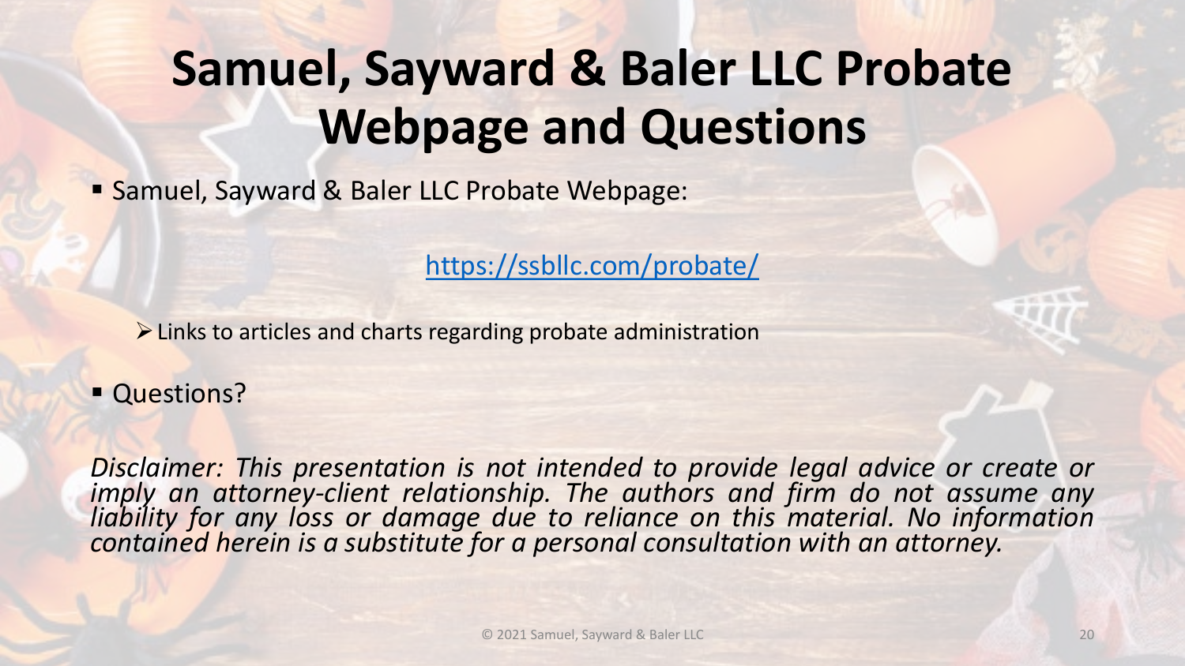# Samuel, Sayward & Baler LLC Probate Webpage and Questions

- Samuel, Sayward & Baler LLC Probate Webpage:

  https://ssbllc.com/probate/

  - Links to articles and charts regarding probate administration

- Questions?

*Disclaimer: This presentation is not intended to provide legal advice or create or imply an attorney-client relationship. The authors and firm do not assume any liability for any loss or damage due to reliance on this material. No information contained herein is a substitute for a personal consultation with an attorney.*

© 2021 Samuel, Sayward & Baler LLC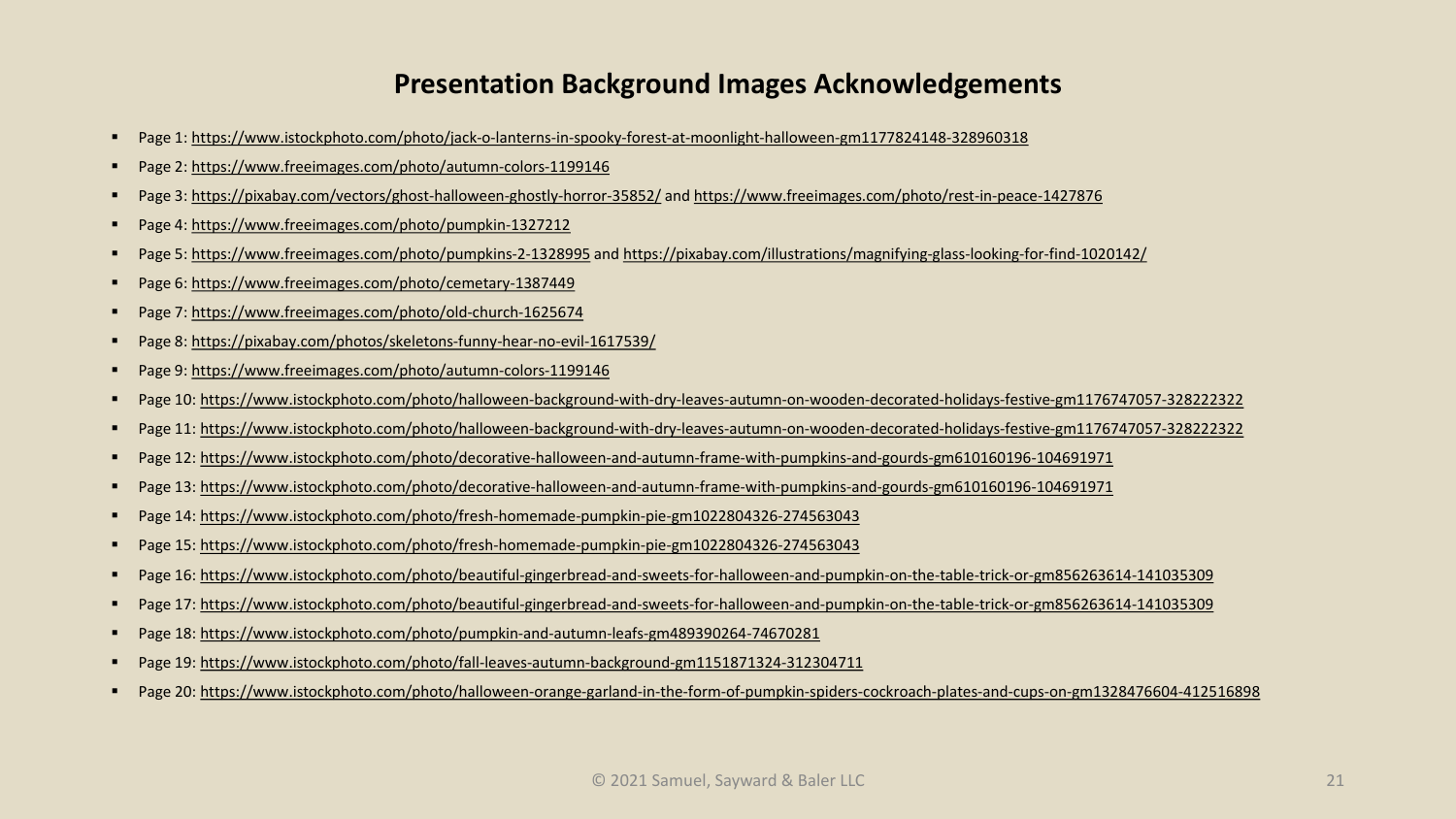# Presentation Background Images Acknowledgements

- Page 1: https://www.istockphoto.com/photo/jack-o-lanterns-in-spooky-forest-at-moonlight-halloween-gm1177824148-328960318
- Page 2: https://www.freeimages.com/photo/autumn-colors-1199146
- Page 3: https://pixabay.com/vectors/ghost-halloween-ghostly-horror-35852/ and https://www.freeimages.com/photo/rest-in-peace-1427876
- Page 4: https://www.freeimages.com/photo/pumpkin-1327212
- Page 5: https://www.freeimages.com/photo/pumpkins-2-1328995 and https://pixabay.com/illustrations/magnifying-glass-looking-for-find-1020142/
- Page 6: https://www.freeimages.com/photo/cemetary-1387449
- Page 7: https://www.freeimages.com/photo/old-church-1625674
- Page 8: https://pixabay.com/photos/skeletons-funny-hear-no-evil-1617539/
- Page 9: https://www.freeimages.com/photo/autumn-colors-1199146
- Page 10: https://www.istockphoto.com/photo/halloween-background-with-dry-leaves-autumn-on-wooden-decorated-holidays-festive-gm1176747057-328222322
- Page 11: https://www.istockphoto.com/photo/halloween-background-with-dry-leaves-autumn-on-wooden-decorated-holidays-festive-gm1176747057-328222322
- Page 12: https://www.istockphoto.com/photo/decorative-halloween-and-autumn-frame-with-pumpkins-and-gourds-gm610160196-104691971
- Page 13: https://www.istockphoto.com/photo/decorative-halloween-and-autumn-frame-with-pumpkins-and-gourds-gm610160196-104691971
- Page 14: https://www.istockphoto.com/photo/fresh-homemade-pumpkin-pie-gm1022804326-274563043
- Page 15: https://www.istockphoto.com/photo/fresh-homemade-pumpkin-pie-gm1022804326-274563043
- Page 16: https://www.istockphoto.com/photo/beautiful-gingerbread-and-sweets-for-halloween-and-pumpkin-on-the-table-trick-or-gm856263614-141035309
- Page 17: https://www.istockphoto.com/photo/beautiful-gingerbread-and-sweets-for-halloween-and-pumpkin-on-the-table-trick-or-gm856263614-141035309
- Page 18: https://www.istockphoto.com/photo/pumpkin-and-autumn-leafs-gm489390264-74670281
- Page 19: https://www.istockphoto.com/photo/fall-leaves-autumn-background-gm1151871324-312304711
- Page 20: https://www.istockphoto.com/photo/halloween-orange-garland-in-the-form-of-pumpkin-spiders-cockroach-plates-and-cups-on-gm1328476604-412516898

© 2021 Samuel, Sayward & Baler LLC